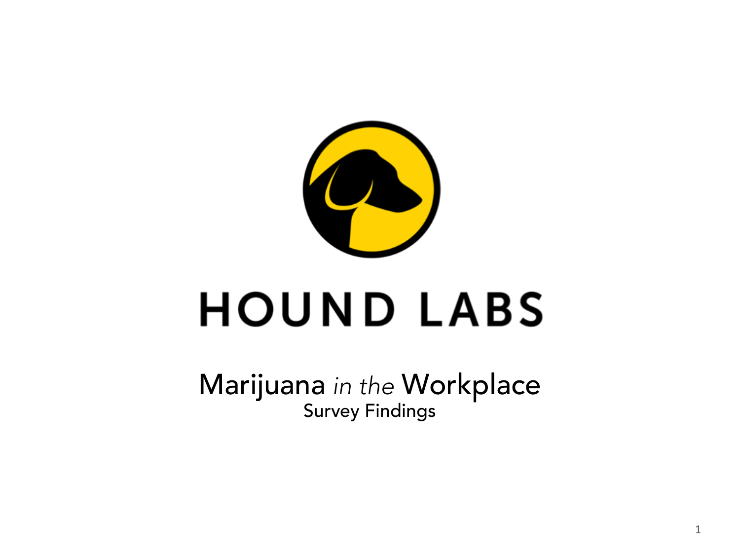# HOUND LABS

## Marijuana *in the* Workplace

Survey Findings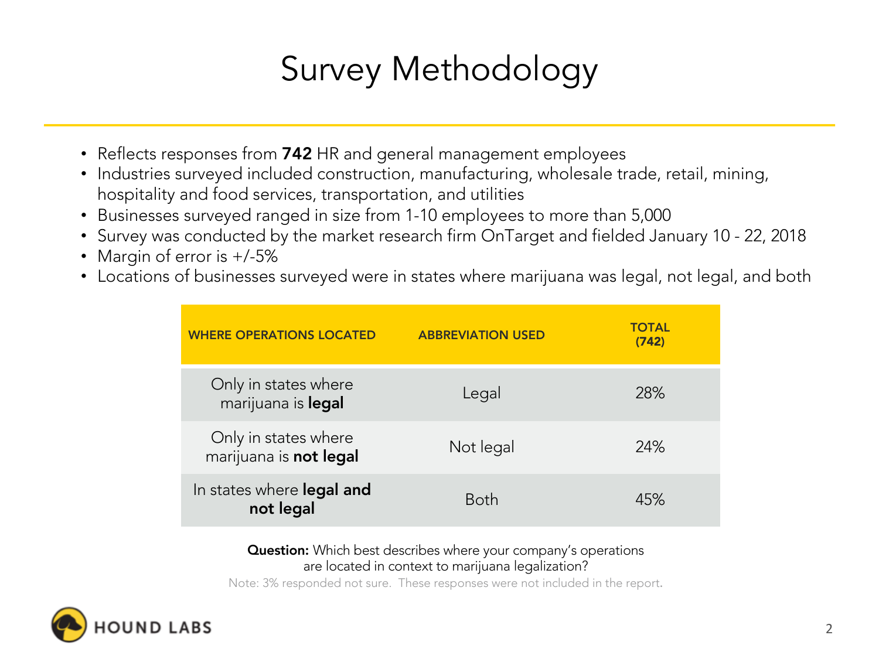# Survey Methodology

- Reflects responses from **742** HR and general management employees
- Industries surveyed included construction, manufacturing, wholesale trade, retail, mining, hospitality and food services, transportation, and utilities
- Businesses surveyed ranged in size from 1-10 employees to more than 5,000
- Survey was conducted by the market research firm OnTarget and fielded January 10 - 22, 2018
- Margin of error is +/-5%
- Locations of businesses surveyed were in states where marijuana was legal, not legal, and both

| WHERE OPERATIONS LOCATED | ABBREVIATION USED | TOTAL (742) |
|---|---|---|
| Only in states where marijuana is **legal** | Legal | 28% |
| Only in states where marijuana is **not legal** | Not legal | 24% |
| In states where **legal and not legal** | Both | 45% |

**Question:** Which best describes where your company's operations are located in context to marijuana legalization?

Note: 3% responded not sure. These responses were not included in the report.

HOUND LABS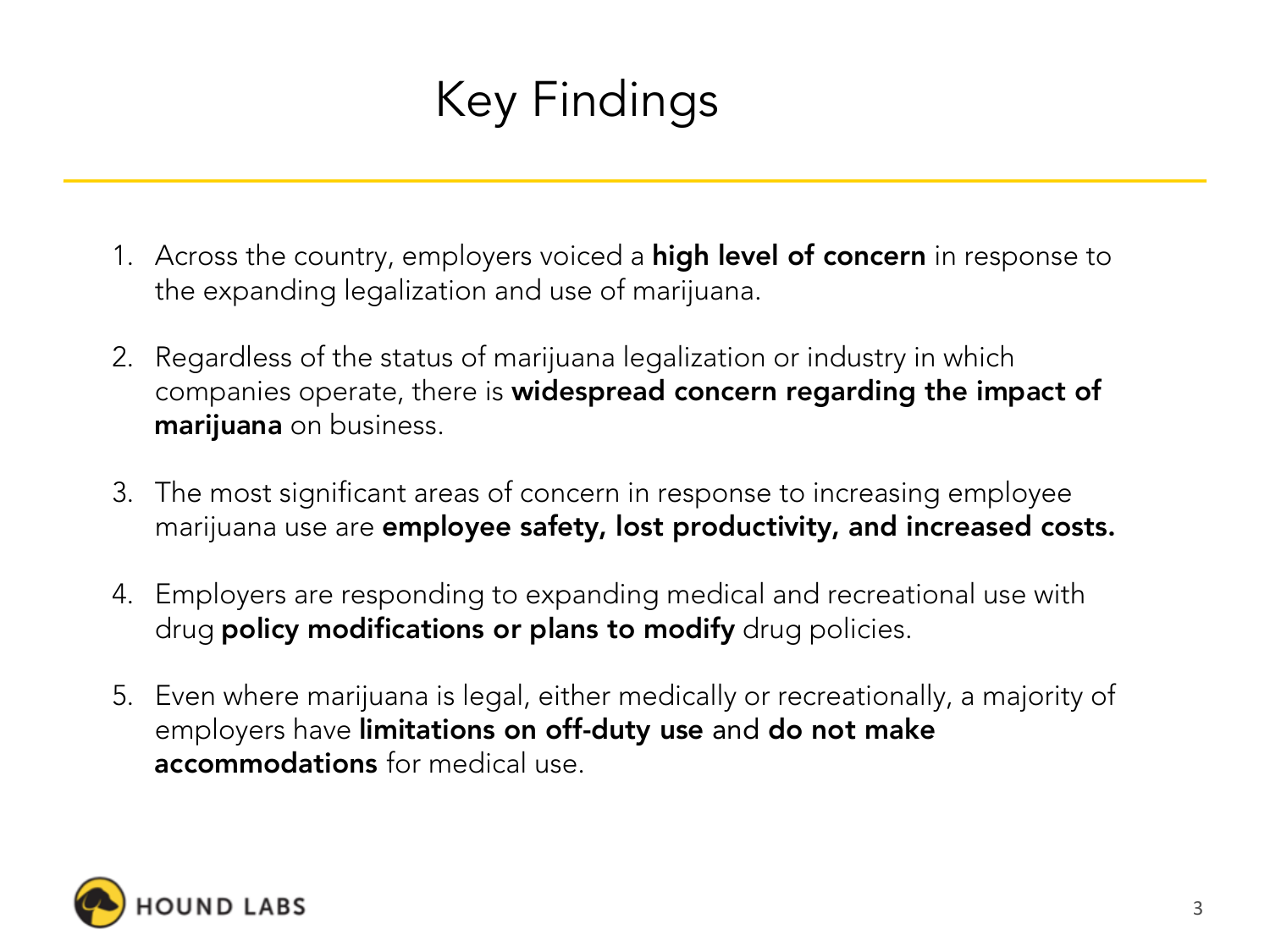# Key Findings

1. Across the country, employers voiced a **high level of concern** in response to the expanding legalization and use of marijuana.

2. Regardless of the status of marijuana legalization or industry in which companies operate, there is **widespread concern regarding the impact of marijuana** on business.

3. The most significant areas of concern in response to increasing employee marijuana use are **employee safety, lost productivity, and increased costs.**

4. Employers are responding to expanding medical and recreational use with drug **policy modifications or plans to modify** drug policies.

5. Even where marijuana is legal, either medically or recreationally, a majority of employers have **limitations on off-duty use** and **do not make accommodations** for medical use.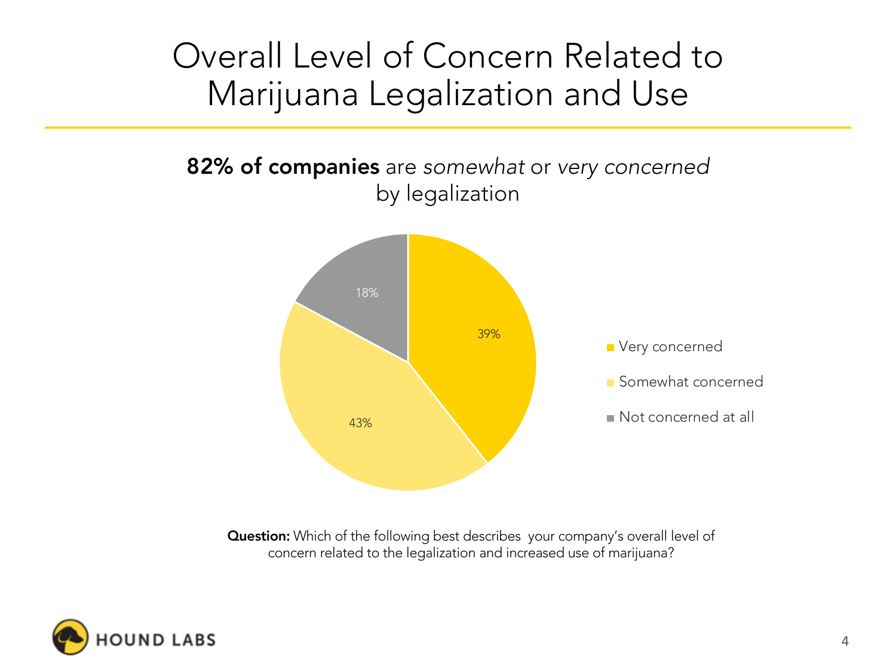# Overall Level of Concern Related to Marijuana Legalization and Use

**82% of companies** are *somewhat* or *very concerned* by legalization

| Response | Percentage |
|---|---|
| Very concerned | 39% |
| Somewhat concerned | 43% |
| Not concerned at all | 18% |

**Question:** Which of the following best describes your company's overall level of concern related to the legalization and increased use of marijuana?

HOUND LABS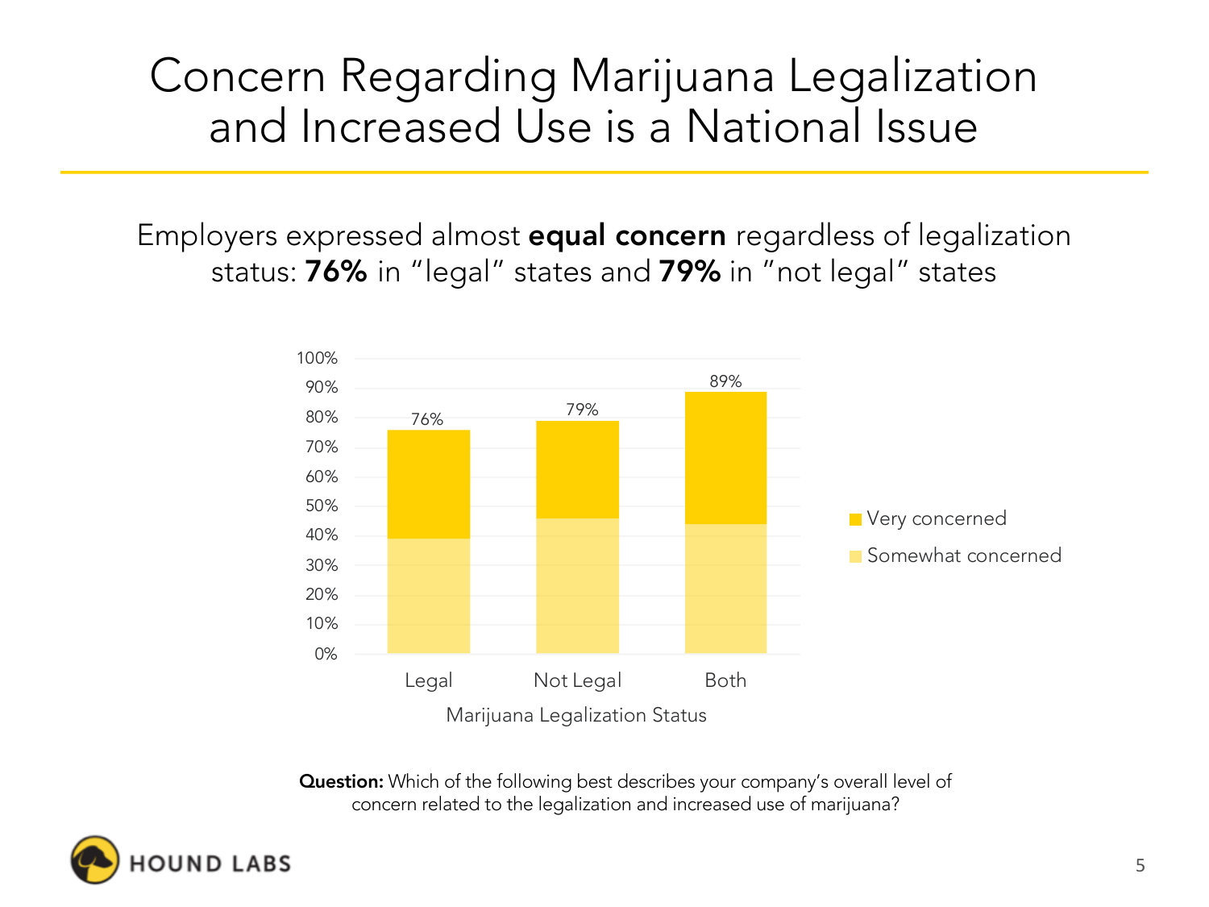# Concern Regarding Marijuana Legalization and Increased Use is a National Issue

Employers expressed almost **equal concern** regardless of legalization status: **76%** in "legal" states and **79%** in "not legal" states

| Marijuana Legalization Status | Total concerned |
|---|---|
| Legal | 76% |
| Not Legal | 79% |
| Both | 89% |

Legend: Very concerned; Somewhat concerned

**Question:** Which of the following best describes your company's overall level of concern related to the legalization and increased use of marijuana?

HOUND LABS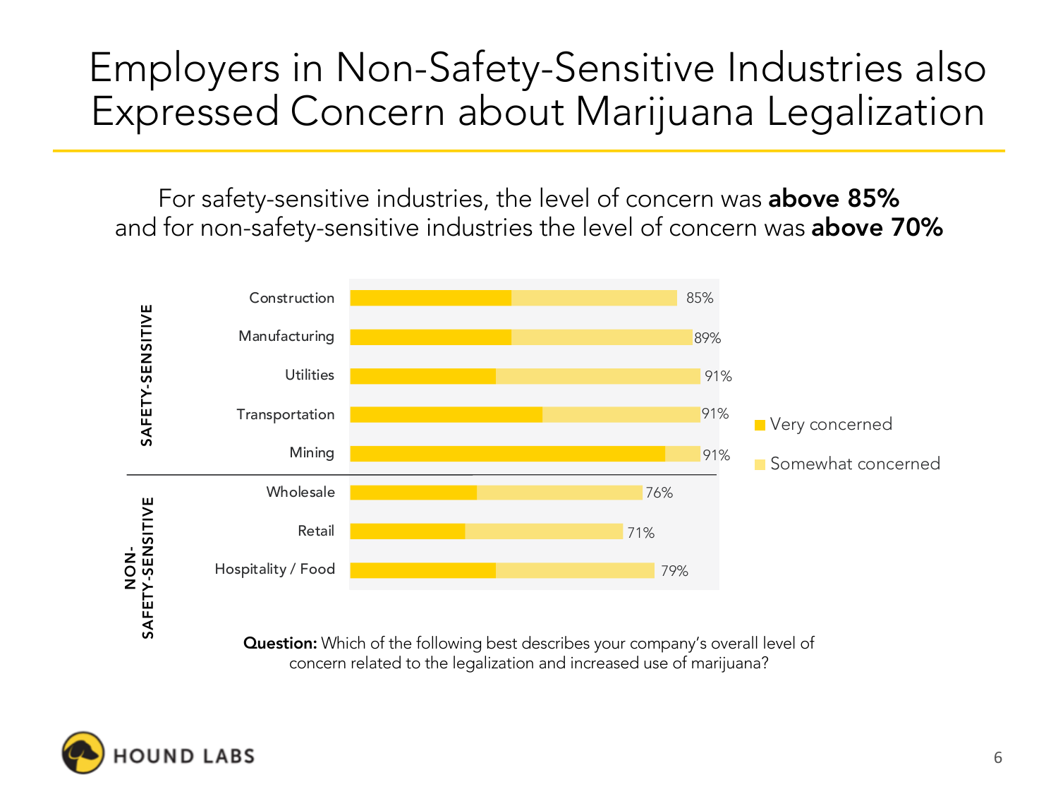# Employers in Non-Safety-Sensitive Industries also Expressed Concern about Marijuana Legalization

For safety-sensitive industries, the level of concern was **above 85%** and for non-safety-sensitive industries the level of concern was **above 70%**

| Category | Industry | Total concerned (Very concerned + Somewhat concerned) |
| --- | --- | --- |
| SAFETY-SENSITIVE | Construction | 85% |
| SAFETY-SENSITIVE | Manufacturing | 89% |
| SAFETY-SENSITIVE | Utilities | 91% |
| SAFETY-SENSITIVE | Transportation | 91% |
| SAFETY-SENSITIVE | Mining | 91% |
| NON-SAFETY-SENSITIVE | Wholesale | 76% |
| NON-SAFETY-SENSITIVE | Retail | 71% |
| NON-SAFETY-SENSITIVE | Hospitality / Food | 79% |

Legend: Very concerned; Somewhat concerned

**Question:** Which of the following best describes your company's overall level of concern related to the legalization and increased use of marijuana?

HOUND LABS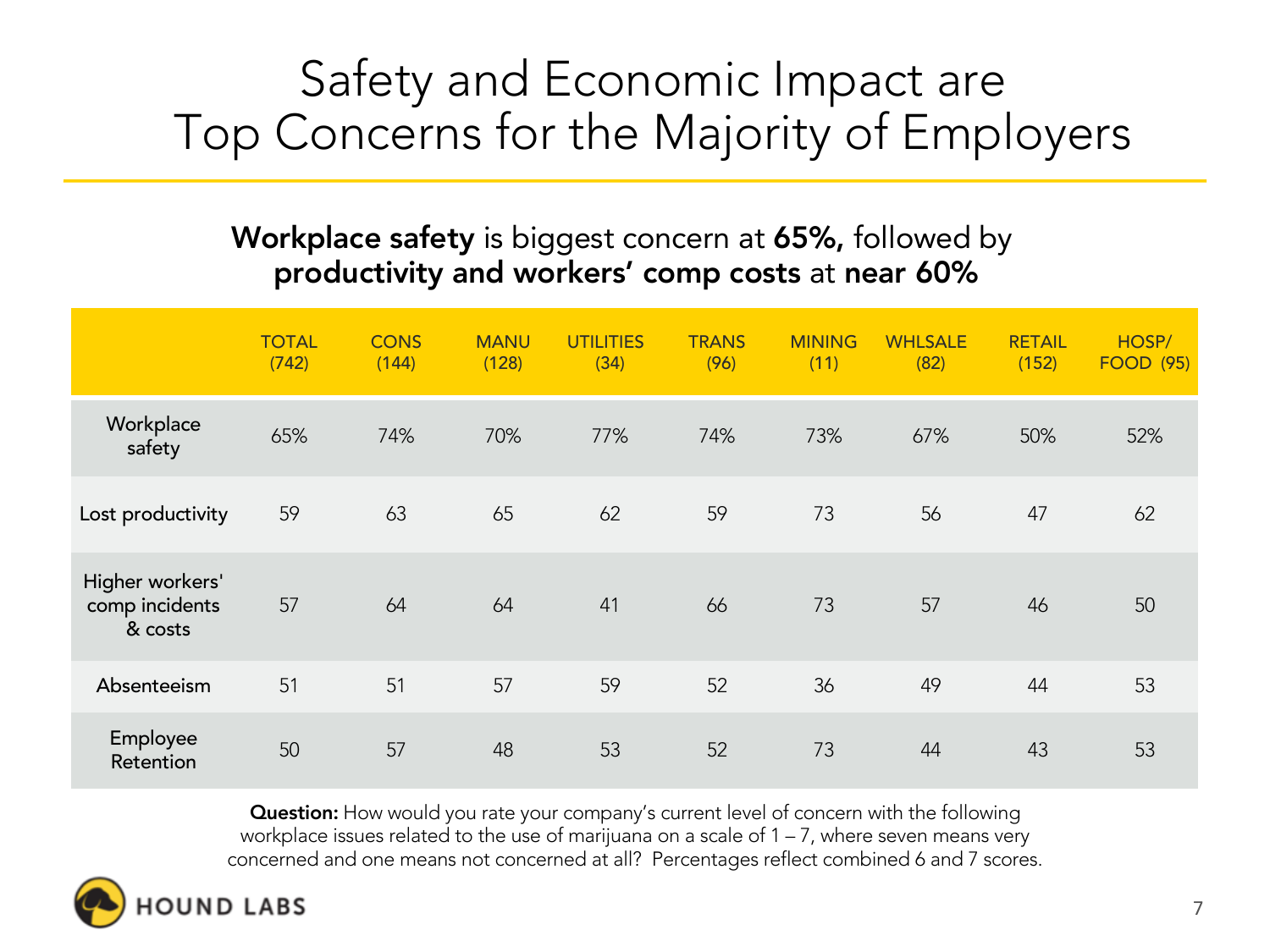# Safety and Economic Impact are Top Concerns for the Majority of Employers

**Workplace safety** is biggest concern at **65%,** followed by **productivity and workers' comp costs** at **near 60%**

| | TOTAL (742) | CONS (144) | MANU (128) | UTILITIES (34) | TRANS (96) | MINING (11) | WHLSALE (82) | RETAIL (152) | HOSP/ FOOD (95) |
|---|---|---|---|---|---|---|---|---|---|
| Workplace safety | 65% | 74% | 70% | 77% | 74% | 73% | 67% | 50% | 52% |
| Lost productivity | 59 | 63 | 65 | 62 | 59 | 73 | 56 | 47 | 62 |
| Higher workers' comp incidents & costs | 57 | 64 | 64 | 41 | 66 | 73 | 57 | 46 | 50 |
| Absenteeism | 51 | 51 | 57 | 59 | 52 | 36 | 49 | 44 | 53 |
| Employee Retention | 50 | 57 | 48 | 53 | 52 | 73 | 44 | 43 | 53 |

**Question:** How would you rate your company's current level of concern with the following workplace issues related to the use of marijuana on a scale of 1 – 7, where seven means very concerned and one means not concerned at all? Percentages reflect combined 6 and 7 scores.

HOUND LABS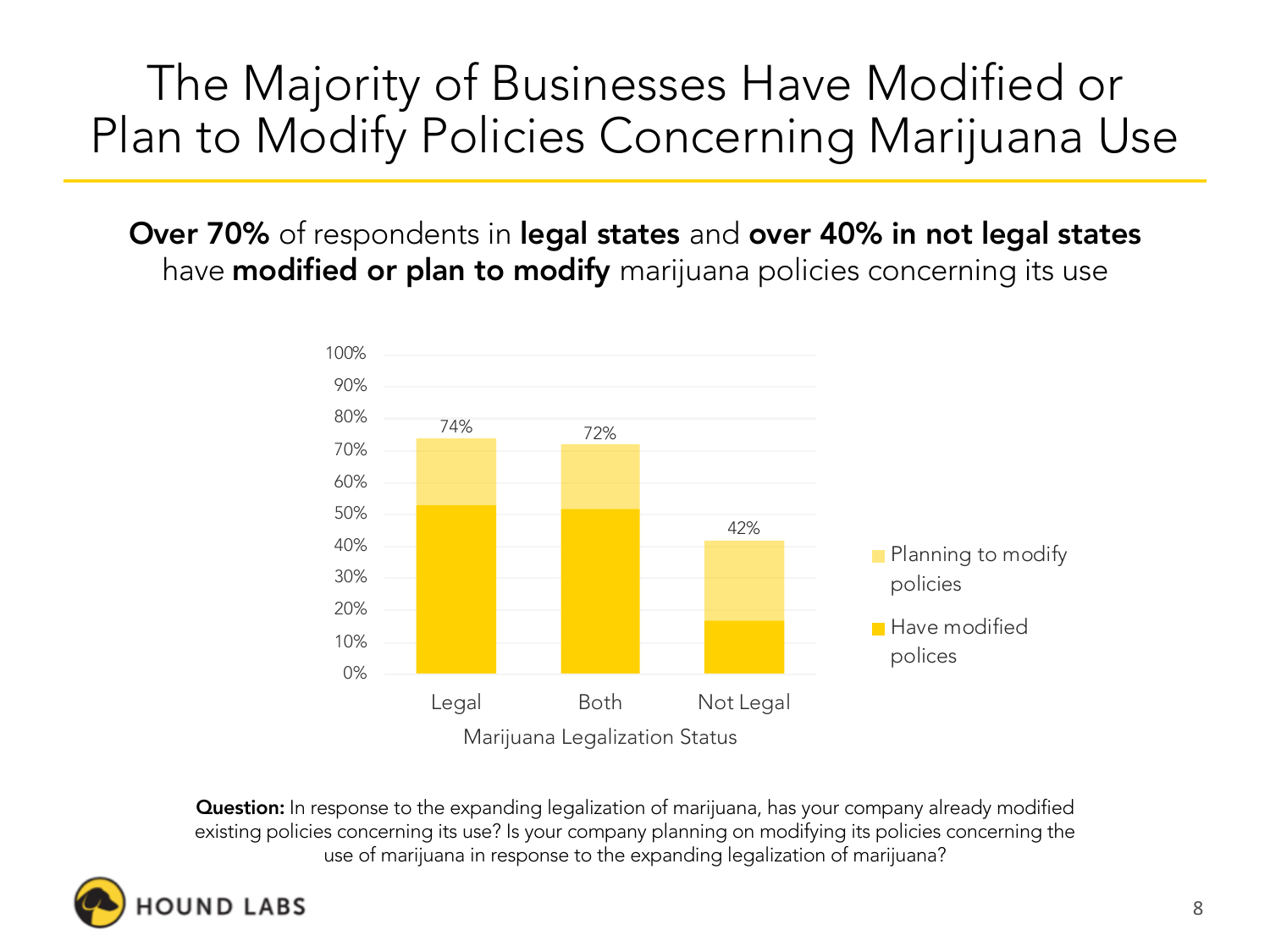# The Majority of Businesses Have Modified or Plan to Modify Policies Concerning Marijuana Use

**Over 70%** of respondents in **legal states** and **over 40% in not legal states** have **modified or plan to modify** marijuana policies concerning its use

| Marijuana Legalization Status | Total (Have modified + Planning to modify) |
|---|---|
| Legal | 74% |
| Both | 72% |
| Not Legal | 42% |

Legend: Planning to modify policies; Have modified polices

**Question:** In response to the expanding legalization of marijuana, has your company already modified existing policies concerning its use? Is your company planning on modifying its policies concerning the use of marijuana in response to the expanding legalization of marijuana?

HOUND LABS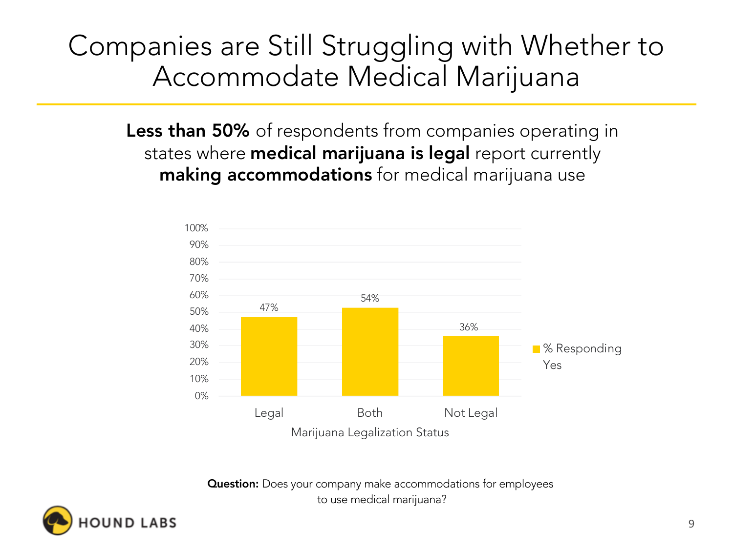# Companies are Still Struggling with Whether to Accommodate Medical Marijuana

**Less than 50%** of respondents from companies operating in states where **medical marijuana is legal** report currently **making accommodations** for medical marijuana use

| Marijuana Legalization Status | % Responding Yes |
|---|---|
| Legal | 47% |
| Both | 54% |
| Not Legal | 36% |

**Question:** Does your company make accommodations for employees to use medical marijuana?

HOUND LABS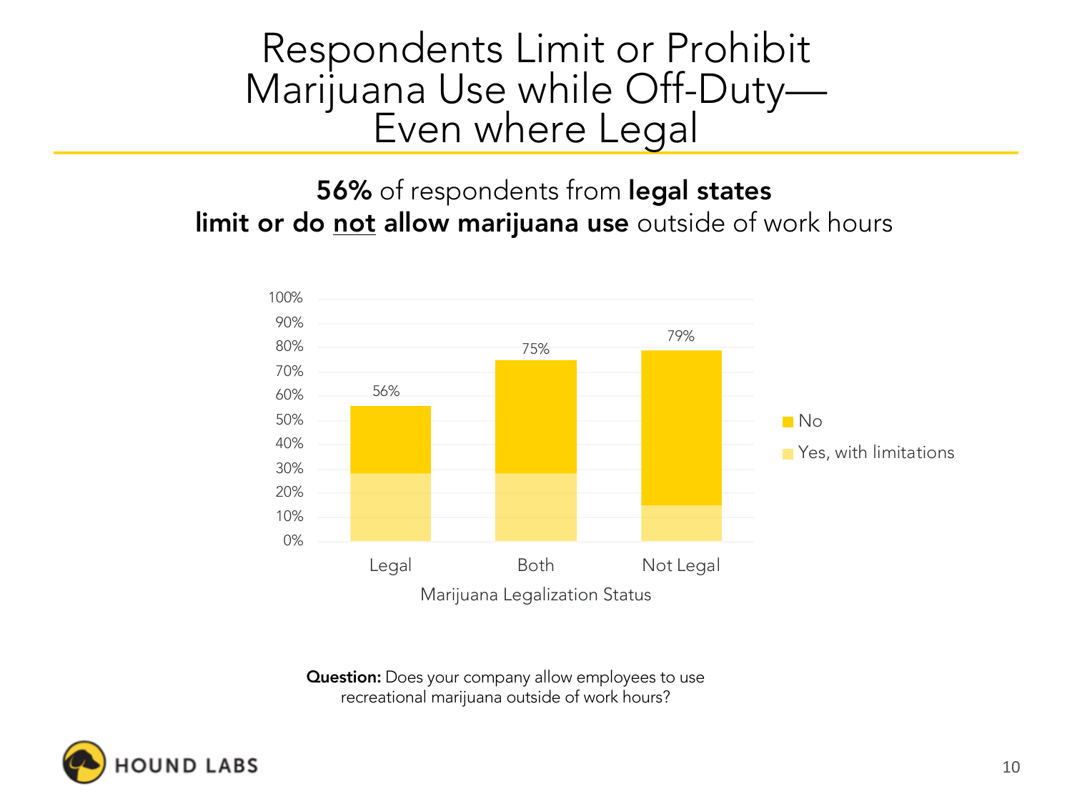# Respondents Limit or Prohibit Marijuana Use while Off-Duty—Even where Legal

**56%** of respondents from **legal states limit or do <u>not</u> allow marijuana use** outside of work hours

| Marijuana Legalization Status | Total |
| --- | --- |
| Legal | 56% |
| Both | 75% |
| Not Legal | 79% |

Legend: No; Yes, with limitations

**Question:** Does your company allow employees to use recreational marijuana outside of work hours?

HOUND LABS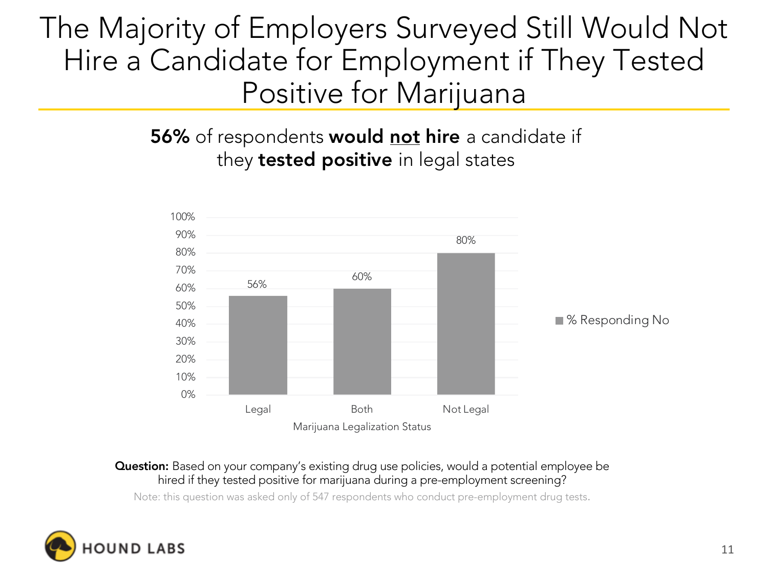# The Majority of Employers Surveyed Still Would Not Hire a Candidate for Employment if They Tested Positive for Marijuana

**56%** of respondents **would not hire** a candidate if they **tested positive** in legal states

| Marijuana Legalization Status | % Responding No |
|---|---|
| Legal | 56% |
| Both | 60% |
| Not Legal | 80% |

**Question:** Based on your company's existing drug use policies, would a potential employee be hired if they tested positive for marijuana during a pre-employment screening?

Note: this question was asked only of 547 respondents who conduct pre-employment drug tests.

HOUND LABS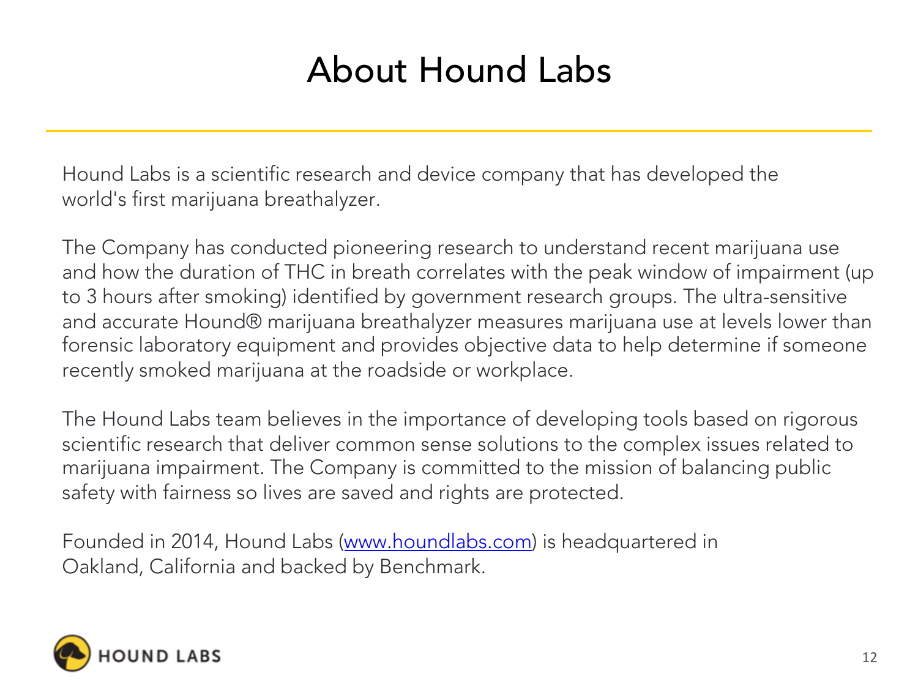# About Hound Labs

Hound Labs is a scientific research and device company that has developed the world's first marijuana breathalyzer.

The Company has conducted pioneering research to understand recent marijuana use and how the duration of THC in breath correlates with the peak window of impairment (up to 3 hours after smoking) identified by government research groups. The ultra-sensitive and accurate Hound® marijuana breathalyzer measures marijuana use at levels lower than forensic laboratory equipment and provides objective data to help determine if someone recently smoked marijuana at the roadside or workplace.

The Hound Labs team believes in the importance of developing tools based on rigorous scientific research that deliver common sense solutions to the complex issues related to marijuana impairment. The Company is committed to the mission of balancing public safety with fairness so lives are saved and rights are protected.

Founded in 2014, Hound Labs ([www.houndlabs.com](http://www.houndlabs.com)) is headquartered in Oakland, California and backed by Benchmark.

HOUND LABS